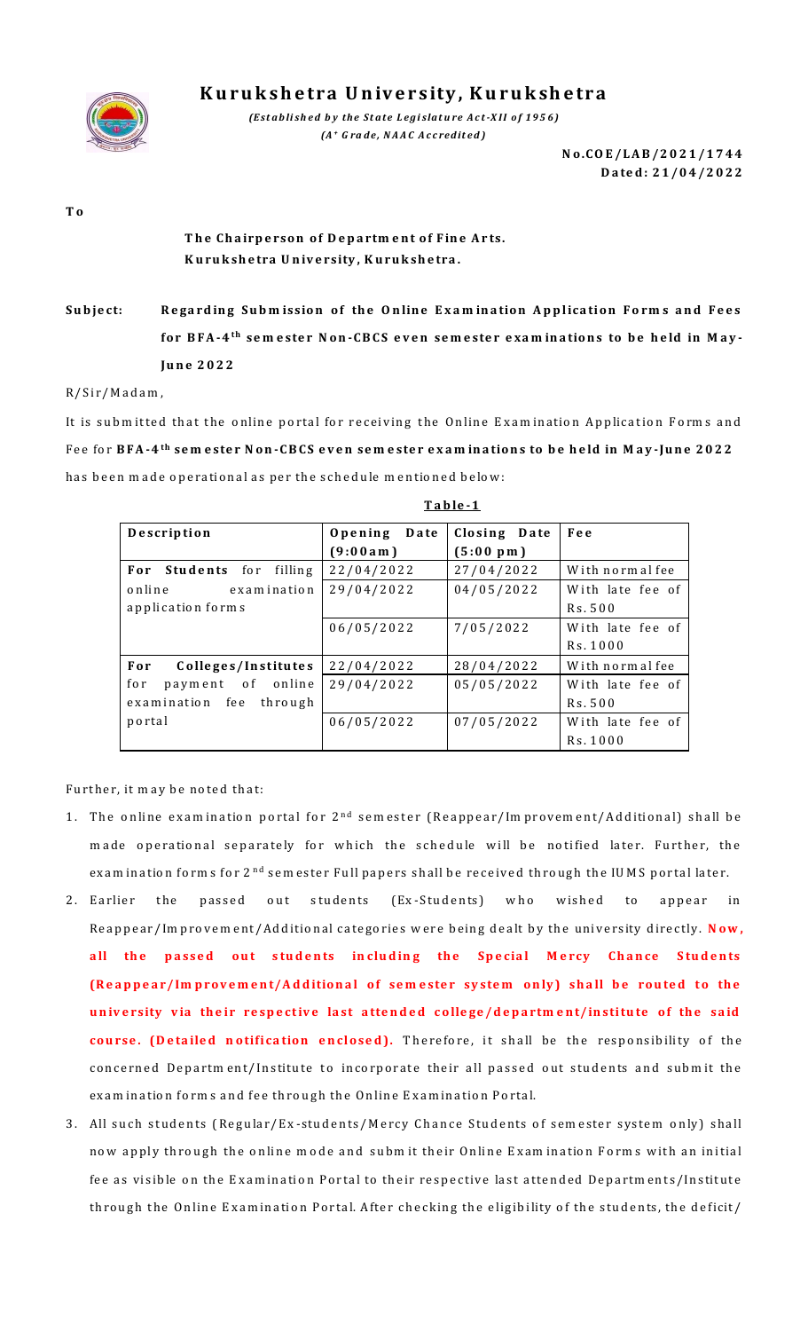# Kurukshetra University, Kurukshetra

*(Established by the State Legislature Act-XII of 1956)*
*(A+ Grade, NAAC Accredited)*

**No.COE/LAB/2021/1744**
**Dated: 21/04/2022**

**To**

**The Chairperson of Department of Fine Arts.**
**Kurukshetra University, Kurukshetra.**

**Subject: Regarding Submission of the Online Examination Application Forms and Fees for BFA-4th semester Non-CBCS even semester examinations to be held in May-June 2022**

R/Sir/Madam,

It is submitted that the online portal for receiving the Online Examination Application Forms and Fee for **BFA-4th semester Non-CBCS even semester examinations to be held in May-June 2022** has been made operational as per the schedule mentioned below:

**Table-1**

| Description | Opening Date (9:00am) | Closing Date (5:00 pm) | Fee |
|---|---|---|---|
| For **Students** for filling online examination application forms | 22/04/2022 | 27/04/2022 | With normal fee |
| | 29/04/2022 | 04/05/2022 | With late fee of Rs.500 |
| | 06/05/2022 | 7/05/2022 | With late fee of Rs.1000 |
| **For Colleges/Institutes** for payment of online examination fee through portal | 22/04/2022 | 28/04/2022 | With normal fee |
| | 29/04/2022 | 05/05/2022 | With late fee of Rs.500 |
| | 06/05/2022 | 07/05/2022 | With late fee of Rs.1000 |

Further, it may be noted that:

1. The online examination portal for 2nd semester (Reappear/Improvement/Additional) shall be made operational separately for which the schedule will be notified later. Further, the examination forms for 2nd semester Full papers shall be received through the IUMS portal later.
2. Earlier the passed out students (Ex-Students) who wished to appear in Reappear/Improvement/Additional categories were being dealt by the university directly. **Now, all the passed out students including the Special Mercy Chance Students (Reappear/Improvement/Additional of semester system only) shall be routed to the university via their respective last attended college/department/institute of the said course. (Detailed notification enclosed).** Therefore, it shall be the responsibility of the concerned Department/Institute to incorporate their all passed out students and submit the examination forms and fee through the Online Examination Portal.
3. All such students (Regular/Ex-students/Mercy Chance Students of semester system only) shall now apply through the online mode and submit their Online Examination Forms with an initial fee as visible on the Examination Portal to their respective last attended Departments/Institute through the Online Examination Portal. After checking the eligibility of the students, the deficit/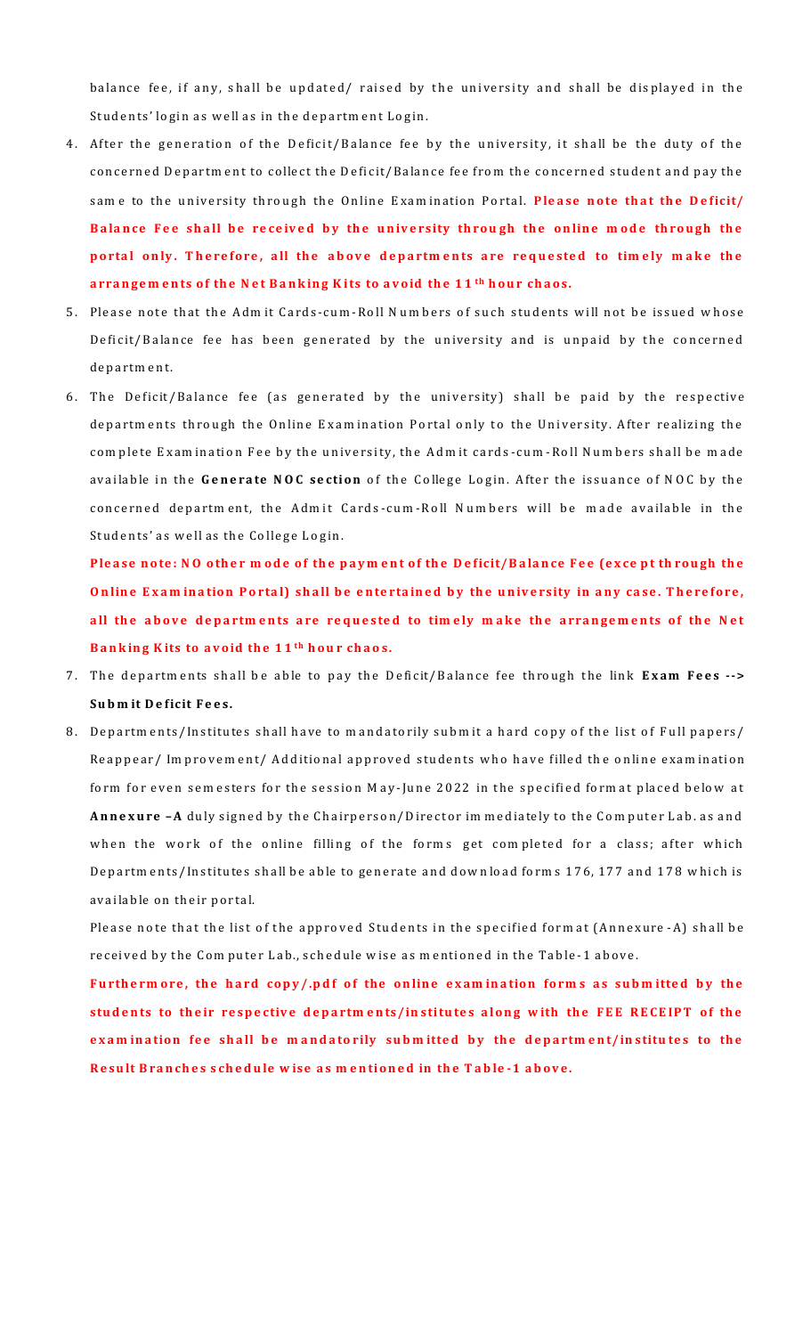balance fee, if any, shall be updated/ raised by the university and shall be displayed in the Students' login as well as in the department Login.

4. After the generation of the Deficit/Balance fee by the university, it shall be the duty of the concerned Department to collect the Deficit/Balance fee from the concerned student and pay the same to the university through the Online Examination Portal. **Please note that the Deficit/ Balance Fee shall be received by the university through the online mode through the portal only. Therefore, all the above departments are requested to timely make the arrangements of the Net Banking Kits to avoid the 11th hour chaos.**
5. Please note that the Admit Cards-cum-Roll Numbers of such students will not be issued whose Deficit/Balance fee has been generated by the university and is unpaid by the concerned department.
6. The Deficit/Balance fee (as generated by the university) shall be paid by the respective departments through the Online Examination Portal only to the University. After realizing the complete Examination Fee by the university, the Admit cards-cum-Roll Numbers shall be made available in the **Generate NOC section** of the College Login. After the issuance of NOC by the concerned department, the Admit Cards-cum-Roll Numbers will be made available in the Students' as well as the College Login.

   **Please note: NO other mode of the payment of the Deficit/Balance Fee (except through the Online Examination Portal) shall be entertained by the university in any case. Therefore, all the above departments are requested to timely make the arrangements of the Net Banking Kits to avoid the 11th hour chaos.**
7. The departments shall be able to pay the Deficit/Balance fee through the link **Exam Fees --> Submit Deficit Fees.**
8. Departments/Institutes shall have to mandatorily submit a hard copy of the list of Full papers/ Reappear/ Improvement/ Additional approved students who have filled the online examination form for even semesters for the session May-June 2022 in the specified format placed below at **Annexure –A** duly signed by the Chairperson/Director immediately to the Computer Lab. as and when the work of the online filling of the forms get completed for a class; after which Departments/Institutes shall be able to generate and download forms 176, 177 and 178 which is available on their portal.

   Please note that the list of the approved Students in the specified format (Annexure-A) shall be received by the Computer Lab., schedule wise as mentioned in the Table-1 above.

   **Furthermore, the hard copy/.pdf of the online examination forms as submitted by the students to their respective departments/institutes along with the FEE RECEIPT of the examination fee shall be mandatorily submitted by the department/institutes to the Result Branches schedule wise as mentioned in the Table-1 above.**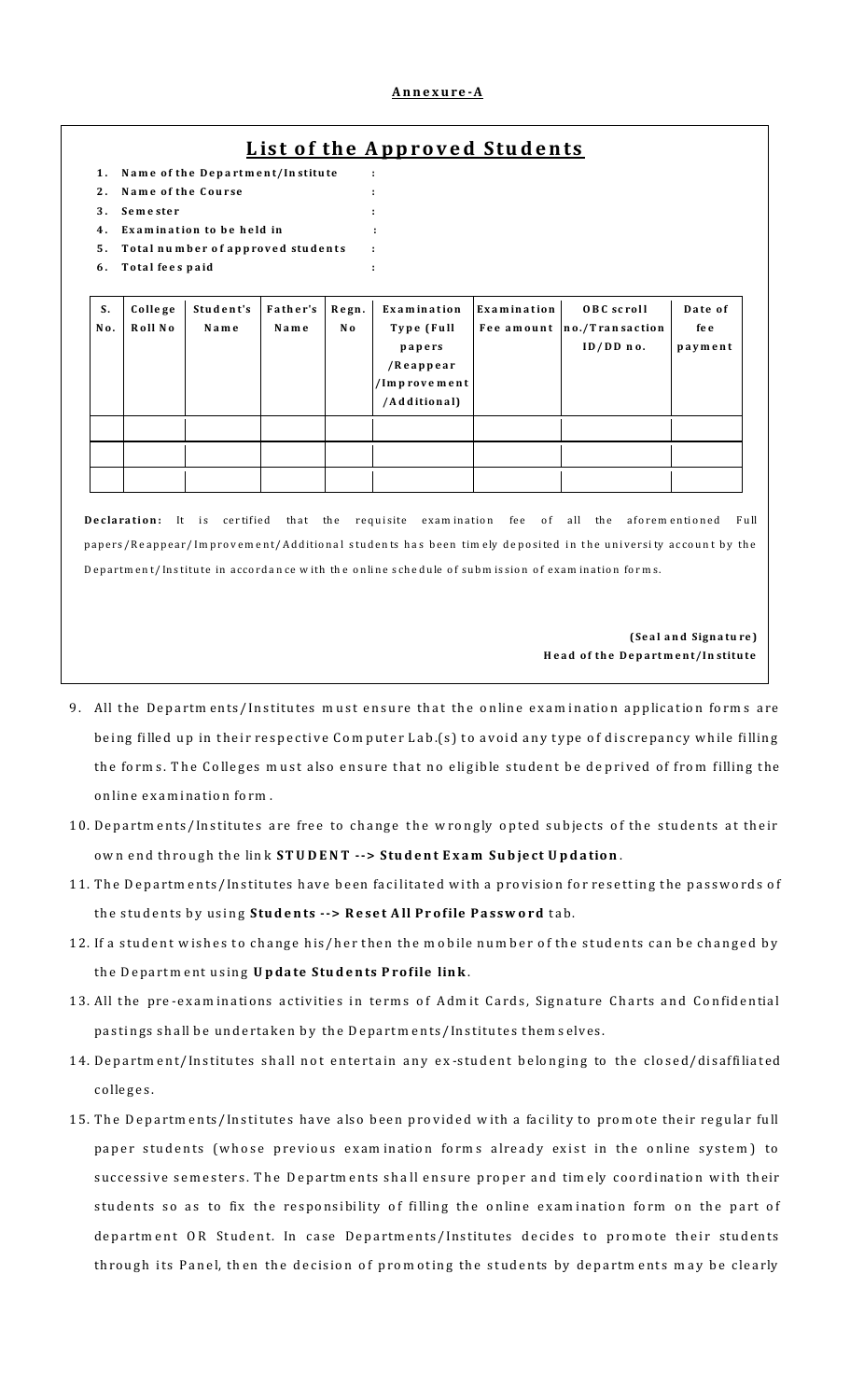**Annexure-A**

## List of the Approved Students

1. Name of the Department/Institute :
2. Name of the Course :
3. Semester :
4. Examination to be held in :
5. Total number of approved students :
6. Total fees paid :

| S. No. | College Roll No | Student's Name | Father's Name | Regn. No | Examination Type (Full papers /Reappear /Improvement /Additional) | Examination Fee amount | OBC scroll no./Transaction ID/DD no. | Date of fee payment |
|---|---|---|---|---|---|---|---|---|
| | | | | | | | | |
| | | | | | | | | |
| | | | | | | | | |

**Declaration:** It is certified that the requisite examination fee of all the aforementioned Full papers/Reappear/Improvement/Additional students has been timely deposited in the university account by the Department/Institute in accordance with the online schedule of submission of examination forms.

**(Seal and Signature)**
**Head of the Department/Institute**

9. All the Departments/Institutes must ensure that the online examination application forms are being filled up in their respective Computer Lab.(s) to avoid any type of discrepancy while filling the forms. The Colleges must also ensure that no eligible student be deprived of from filling the online examination form.
10. Departments/Institutes are free to change the wrongly opted subjects of the students at their own end through the link **STUDENT --> Student Exam Subject Updation**.
11. The Departments/Institutes have been facilitated with a provision for resetting the passwords of the students by using **Students --> Reset All Profile Password** tab.
12. If a student wishes to change his/her then the mobile number of the students can be changed by the Department using **Update Students Profile link**.
13. All the pre-examinations activities in terms of Admit Cards, Signature Charts and Confidential pastings shall be undertaken by the Departments/Institutes themselves.
14. Department/Institutes shall not entertain any ex-student belonging to the closed/disaffiliated colleges.
15. The Departments/Institutes have also been provided with a facility to promote their regular full paper students (whose previous examination forms already exist in the online system) to successive semesters. The Departments shall ensure proper and timely coordination with their students so as to fix the responsibility of filling the online examination form on the part of department OR Student. In case Departments/Institutes decides to promote their students through its Panel, then the decision of promoting the students by departments may be clearly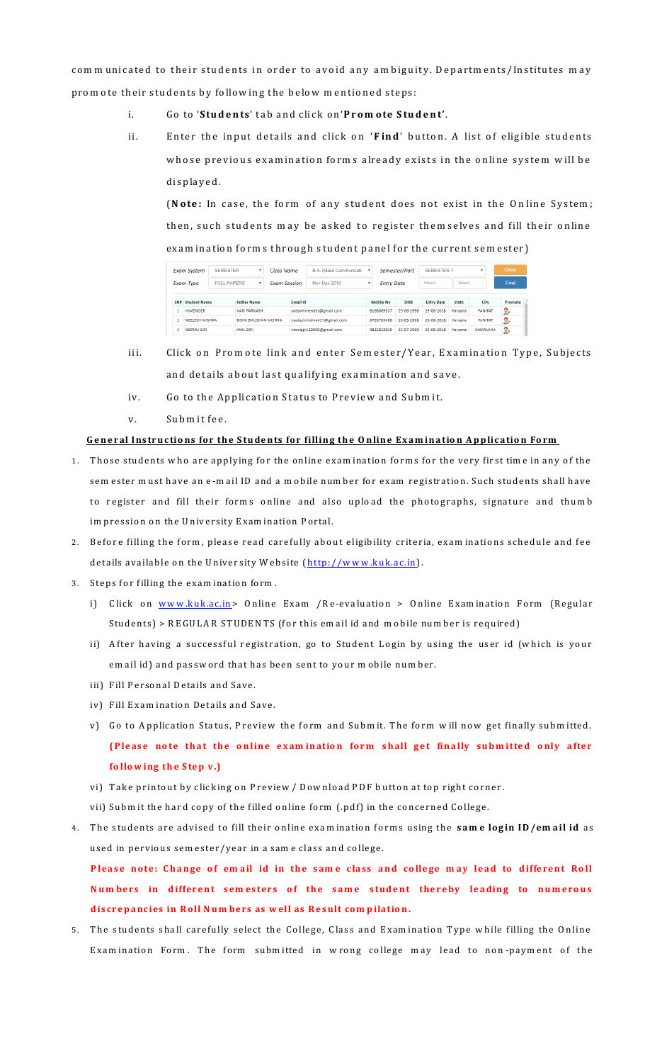communicated to their students in order to avoid any ambiguity. Departments/Institutes may promote their students by following the below mentioned steps:

i. Go to '**Students**' tab and click on'**Promote Student**'.

ii. Enter the input details and click on '**Find**' button. A list of eligible students whose previous examination forms already exists in the online system will be displayed.

(**Note:** In case, the form of any student does not exist in the Online System; then, such students may be asked to register themselves and fill their online examination forms through student panel for the current semester)

| Exam System | SEMESTER | Class Name | B.A. (Mass Communicati | Semester/Part | SEMESTER-1 | Clear |
|---|---|---|---|---|---|---|
| Exam Type | FULL PAPERS | Exam Session | Nov-Dec 2018 | Entry Date | Select... Select... | Find |

| SN# | Student Name | Father Name | Email Id | Mobile No | DOB | Entry Date | State | City | Promote |
|---|---|---|---|---|---|---|---|---|---|
| 1 | HIMENDER | HARI PARKASH | yadavhimender@gmail.com | 8168009337 | 25-06-1998 | 29-08-2018 | Haryana | PANIPAT | |
| 2 | NEELESH MISHRA | BIDYA BHUSHAN MISHRA | neeleshmishra417@gmail.com | 9719765408 | 10-05-1998 | 29-08-2018 | Haryana | PANIPAT | |
| 3 | NEERAJ GIRI | ANIL GIRI | neerajgiri20000@gmail.com | 9812825829 | 22-07-2000 | 29-08-2018 | Haryana | SAMALKHA | |

iii. Click on Promote link and enter Semester/Year, Examination Type, Subjects and details about last qualifying examination and save.

iv. Go to the Application Status to Preview and Submit.

v. Submit fee.

**General Instructions for the Students for filling the Online Examination Application Form**

1. Those students who are applying for the online examination forms for the very first time in any of the semester must have an e-mail ID and a mobile number for exam registration. Such students shall have to register and fill their forms online and also upload the photographs, signature and thumb impression on the University Examination Portal.
2. Before filling the form, please read carefully about eligibility criteria, examinations schedule and fee details available on the University Website (http://www.kuk.ac.in).
3. Steps for filling the examination form.
   i) Click on www.kuk.ac.in> Online Exam /Re-evaluation > Online Examination Form (Regular Students) > REGULAR STUDENTS (for this email id and mobile number is required)
   ii) After having a successful registration, go to Student Login by using the user id (which is your email id) and password that has been sent to your mobile number.
   iii) Fill Personal Details and Save.
   iv) Fill Examination Details and Save.
   v) Go to Application Status, Preview the form and Submit. The form will now get finally submitted. **(Please note that the online examination form shall get finally submitted only after following the Step v.)**
   vi) Take printout by clicking on Preview / Download PDF button at top right corner.
   vii) Submit the hard copy of the filled online form (.pdf) in the concerned College.
4. The students are advised to fill their online examination forms using the **same login ID/email id** as used in pervious semester/year in a same class and college.
   **Please note: Change of email id in the same class and college may lead to different Roll Numbers in different semesters of the same student thereby leading to numerous discrepancies in Roll Numbers as well as Result compilation.**
5. The students shall carefully select the College, Class and Examination Type while filling the Online Examination Form. The form submitted in wrong college may lead to non-payment of the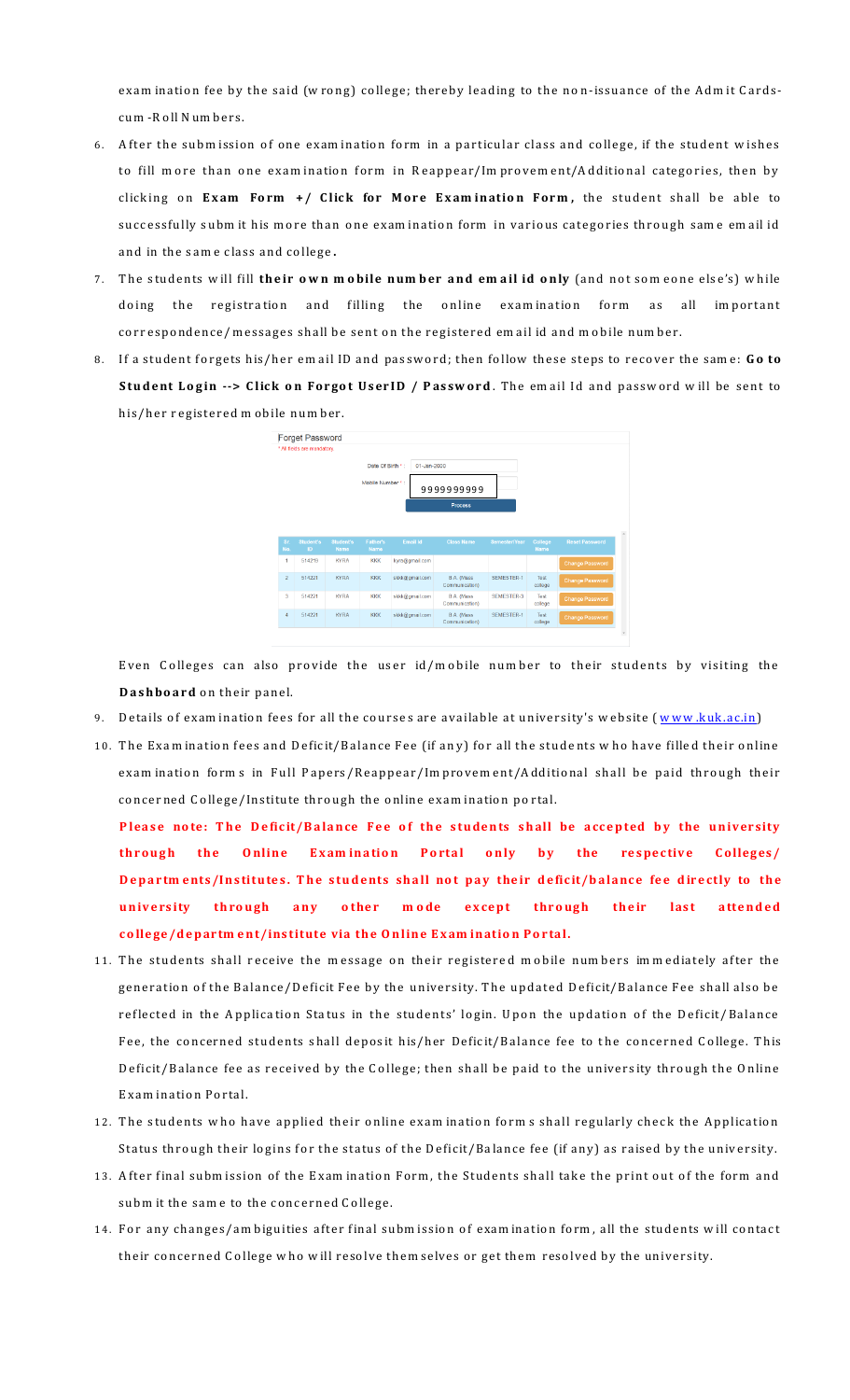examination fee by the said (wrong) college; thereby leading to the non-issuance of the Admit Cards-cum-Roll Numbers.

6. After the submission of one examination form in a particular class and college, if the student wishes to fill more than one examination form in Reappear/Improvement/Additional categories, then by clicking on **Exam Form +/ Click for More Examination Form,** the student shall be able to successfully submit his more than one examination form in various categories through same email id and in the same class and college**.**
7. The students will fill **their own mobile number and email id only** (and not someone else's) while doing the registration and filling the online examination form as all important correspondence/messages shall be sent on the registered email id and mobile number.
8. If a student forgets his/her email ID and password; then follow these steps to recover the same: **Go to Student Login --> Click on Forgot UserID / Password**. The email Id and password will be sent to his/her registered mobile number.

Forget Password

* All fields are mandatory

Date Of Birth * : 01-Jan-2000

Mobile Number * : 9999999999

Process

| Sr. No. | Student's ID | Student's Name | Father's Name | Email Id | Class Name | Semester/Year | College Name | Reset Password |
|---|---|---|---|---|---|---|---|---|
| 1 | 514219 | KYRA | KKK | kyra@gmail.com | | | | Change Password |
| 2 | 514221 | KYRA | KKK | sikkk@gmail.com | B.A. (Mass Communication) | SEMESTER-1 | Test college | Change Password |
| 3 | 514221 | KYRA | KKK | sikkk@gmail.com | B.A. (Mass Communication) | SEMESTER-3 | Test college | Change Password |
| 4 | 514221 | KYRA | KKK | sikkk@gmail.com | B.A. (Mass Communication) | SEMESTER-1 | Test college | Change Password |

Even Colleges can also provide the user id/mobile number to their students by visiting the **Dashboard** on their panel.

9. Details of examination fees for all the courses are available at university's website (www.kuk.ac.in)
10. The Examination fees and Deficit/Balance Fee (if any) for all the students who have filled their online examination forms in Full Papers/Reappear/Improvement/Additional shall be paid through their concerned College/Institute through the online examination portal.

**Please note: The Deficit/Balance Fee of the students shall be accepted by the university through the Online Examination Portal only by the respective Colleges/ Departments/Institutes. The students shall not pay their deficit/balance fee directly to the university through any other mode except through their last attended college/department/institute via the Online Examination Portal.**

11. The students shall receive the message on their registered mobile numbers immediately after the generation of the Balance/Deficit Fee by the university. The updated Deficit/Balance Fee shall also be reflected in the Application Status in the students' login. Upon the updation of the Deficit/Balance Fee, the concerned students shall deposit his/her Deficit/Balance fee to the concerned College. This Deficit/Balance fee as received by the College; then shall be paid to the university through the Online Examination Portal.
12. The students who have applied their online examination forms shall regularly check the Application Status through their logins for the status of the Deficit/Balance fee (if any) as raised by the university.
13. After final submission of the Examination Form, the Students shall take the print out of the form and submit the same to the concerned College.
14. For any changes/ambiguities after final submission of examination form, all the students will contact their concerned College who will resolve themselves or get them resolved by the university.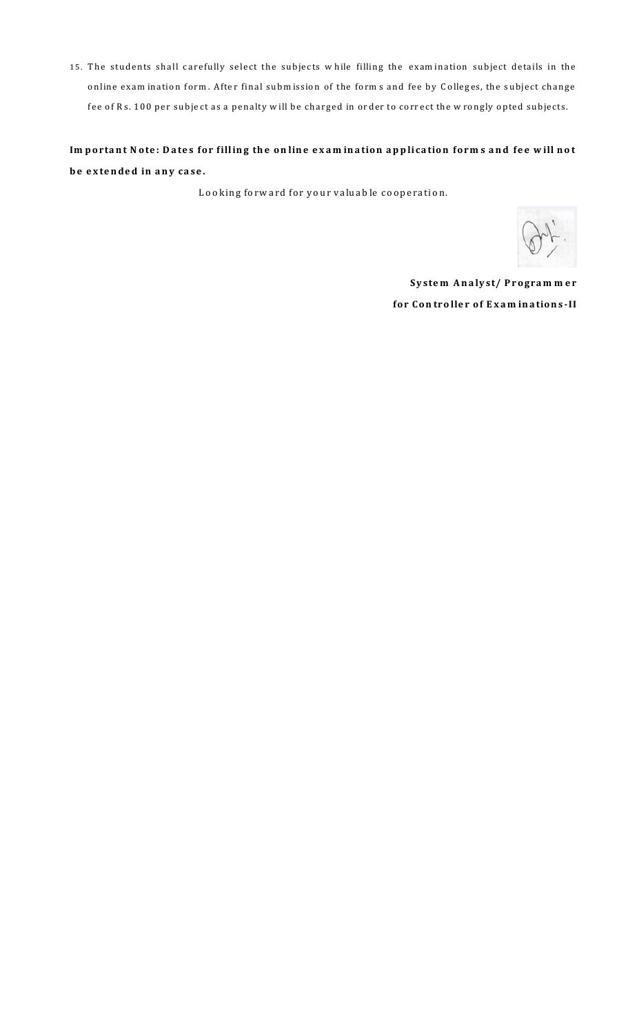15. The students shall carefully select the subjects while filling the examination subject details in the online examination form. After final submission of the forms and fee by Colleges, the subject change fee of Rs. 100 per subject as a penalty will be charged in order to correct the wrongly opted subjects.

**Important Note: Dates for filling the online examination application forms and fee will not be extended in any case.**

Looking forward for your valuable cooperation.

**System Analyst/ Programmer**
**for Controller of Examinations-II**